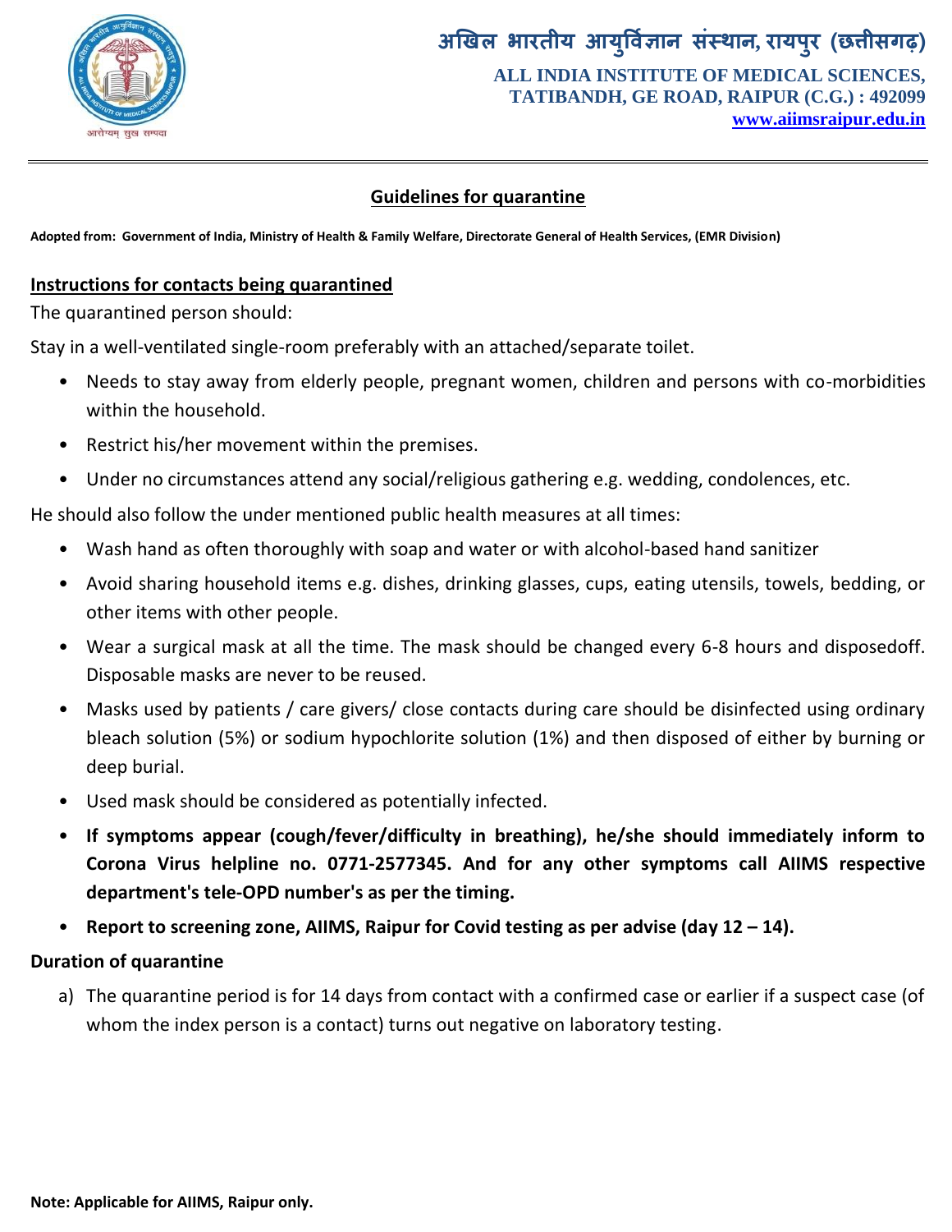# अखिल भारतीय आयुर्विज्ञान संस्थान, रायपुर (छत्तीसगढ़)

**ALL INDIA INSTITUTE OF MEDICAL SCIENCES, TATIBANDH, GE ROAD, RAIPUR (C.G.) : 492099**
**www.aiimsraipur.edu.in**

---

## Guidelines for quarantine

**Adopted from: Government of India, Ministry of Health & Family Welfare, Directorate General of Health Services, (EMR Division)**

### Instructions for contacts being quarantined

The quarantined person should:

Stay in a well-ventilated single-room preferably with an attached/separate toilet.

- Needs to stay away from elderly people, pregnant women, children and persons with co-morbidities within the household.
- Restrict his/her movement within the premises.
- Under no circumstances attend any social/religious gathering e.g. wedding, condolences, etc.

He should also follow the under mentioned public health measures at all times:

- Wash hand as often thoroughly with soap and water or with alcohol-based hand sanitizer
- Avoid sharing household items e.g. dishes, drinking glasses, cups, eating utensils, towels, bedding, or other items with other people.
- Wear a surgical mask at all the time. The mask should be changed every 6-8 hours and disposedoff. Disposable masks are never to be reused.
- Masks used by patients / care givers/ close contacts during care should be disinfected using ordinary bleach solution (5%) or sodium hypochlorite solution (1%) and then disposed of either by burning or deep burial.
- Used mask should be considered as potentially infected.
- **If symptoms appear (cough/fever/difficulty in breathing), he/she should immediately inform to Corona Virus helpline no. 0771-2577345. And for any other symptoms call AIIMS respective department's tele-OPD number's as per the timing.**
- **Report to screening zone, AIIMS, Raipur for Covid testing as per advise (day 12 – 14).**

### Duration of quarantine

a) The quarantine period is for 14 days from contact with a confirmed case or earlier if a suspect case (of whom the index person is a contact) turns out negative on laboratory testing.

**Note: Applicable for AIIMS, Raipur only.**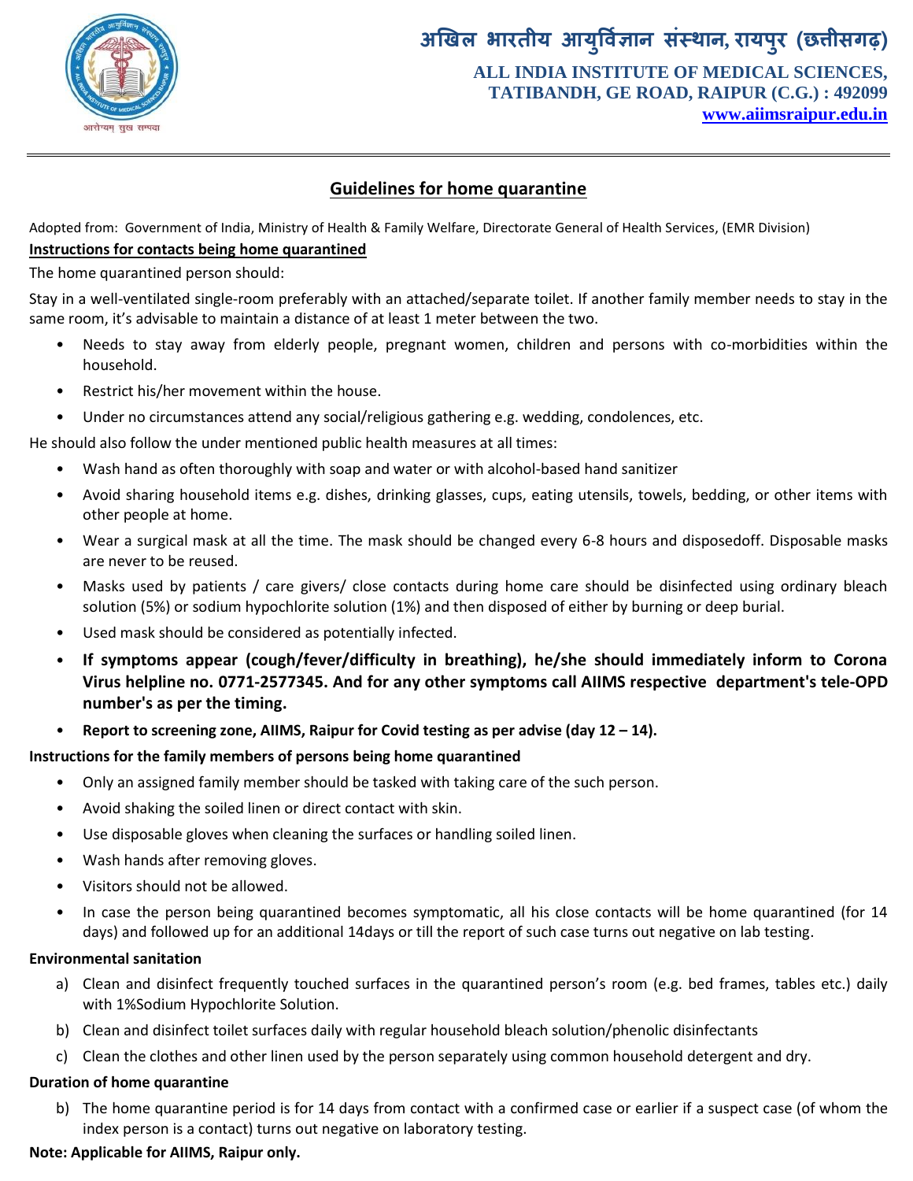# अखिल भारतीय आयुर्विज्ञान संस्थान, रायपुर (छत्तीसगढ़)

**ALL INDIA INSTITUTE OF MEDICAL SCIENCES, TATIBANDH, GE ROAD, RAIPUR (C.G.) : 492099**

**www.aiimsraipur.edu.in**

---

## Guidelines for home quarantine

Adopted from: Government of India, Ministry of Health & Family Welfare, Directorate General of Health Services, (EMR Division)

**Instructions for contacts being home quarantined**

The home quarantined person should:

Stay in a well-ventilated single-room preferably with an attached/separate toilet. If another family member needs to stay in the same room, it's advisable to maintain a distance of at least 1 meter between the two.

- Needs to stay away from elderly people, pregnant women, children and persons with co-morbidities within the household.
- Restrict his/her movement within the house.
- Under no circumstances attend any social/religious gathering e.g. wedding, condolences, etc.

He should also follow the under mentioned public health measures at all times:

- Wash hand as often thoroughly with soap and water or with alcohol-based hand sanitizer
- Avoid sharing household items e.g. dishes, drinking glasses, cups, eating utensils, towels, bedding, or other items with other people at home.
- Wear a surgical mask at all the time. The mask should be changed every 6-8 hours and disposedoff. Disposable masks are never to be reused.
- Masks used by patients / care givers/ close contacts during home care should be disinfected using ordinary bleach solution (5%) or sodium hypochlorite solution (1%) and then disposed of either by burning or deep burial.
- Used mask should be considered as potentially infected.
- **If symptoms appear (cough/fever/difficulty in breathing), he/she should immediately inform to Corona Virus helpline no. 0771-2577345. And for any other symptoms call AIIMS respective department's tele-OPD number's as per the timing.**
- **Report to screening zone, AIIMS, Raipur for Covid testing as per advise (day 12 – 14).**

**Instructions for the family members of persons being home quarantined**

- Only an assigned family member should be tasked with taking care of the such person.
- Avoid shaking the soiled linen or direct contact with skin.
- Use disposable gloves when cleaning the surfaces or handling soiled linen.
- Wash hands after removing gloves.
- Visitors should not be allowed.
- In case the person being quarantined becomes symptomatic, all his close contacts will be home quarantined (for 14 days) and followed up for an additional 14days or till the report of such case turns out negative on lab testing.

**Environmental sanitation**

a) Clean and disinfect frequently touched surfaces in the quarantined person's room (e.g. bed frames, tables etc.) daily with 1%Sodium Hypochlorite Solution.

b) Clean and disinfect toilet surfaces daily with regular household bleach solution/phenolic disinfectants

c) Clean the clothes and other linen used by the person separately using common household detergent and dry.

**Duration of home quarantine**

b) The home quarantine period is for 14 days from contact with a confirmed case or earlier if a suspect case (of whom the index person is a contact) turns out negative on laboratory testing.

**Note: Applicable for AIIMS, Raipur only.**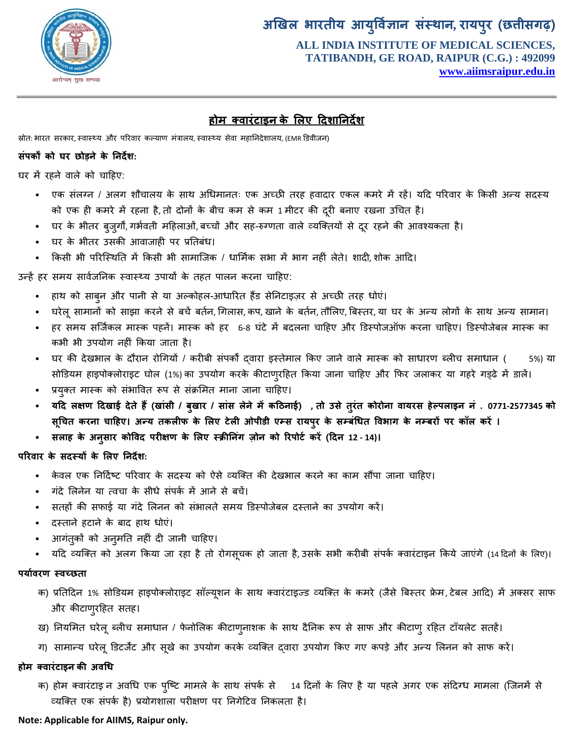# अखिल भारतीय आयुर्विज्ञान संस्थान, रायपुर (छत्तीसगढ़)

**ALL INDIA INSTITUTE OF MEDICAL SCIENCES, TATIBANDH, GE ROAD, RAIPUR (C.G.) : 492099**

**www.aiimsraipur.edu.in**

## होम क्वारंटाइन के लिए दिशानिर्देश

स्रोत: भारत सरकार, स्वास्थ्य और परिवार कल्याण मंत्रालय, स्वास्थ्य सेवा महानिदेशालय, (EMR डिवीजन)

**संपर्कों को घर छोड़ने के निर्देश:**

घर में रहने वाले को चाहिए:

- एक संलग्न / अलग शौचालय के साथ अधिमानतः एक अच्छी तरह हवादार एकल कमरे में रहें। यदि परिवार के किसी अन्य सदस्य को एक ही कमरे में रहना है, तो दोनों के बीच कम से कम 1 मीटर की दूरी बनाए रखना उचित है।
- घर के भीतर बुजुर्गों, गर्भवती महिलाओं, बच्चों और सह-रुग्णता वाले व्यक्तियों से दूर रहने की आवश्यकता है।
- घर के भीतर उसकी आवाजाही पर प्रतिबंध।
- किसी भी परिस्थिति में किसी भी सामाजिक / धार्मिक सभा में भाग नहीं लेते। शादी, शोक आदि।

उन्हें हर समय सार्वजनिक स्वास्थ्य उपायों के तहत पालन करना चाहिए:

- हाथ को साबुन और पानी से या अल्कोहल-आधारित हैंड सेनिटाइज़र से अच्छी तरह धोएं।
- घरेलू सामानों को साझा करने से बचें बर्तन, गिलास, कप, खाने के बर्तन, तौलिए, बिस्तर, या घर के अन्य लोगों के साथ अन्य सामान।
- हर समय सर्जिकल मास्क पहनें। मास्क को हर 6-8 घंटे में बदलना चाहिए और डिस्पोजऑफ करना चाहिए। डिस्पोजेबल मास्क का कभी भी उपयोग नहीं किया जाता है।
- घर की देखभाल के दौरान रोगियों / करीबी संपर्कों द्वारा इस्तेमाल किए जाने वाले मास्क को साधारण ब्लीच समाधान ( 5%) या सोडियम हाइपोक्लोराइट घोल (1%) का उपयोग करके कीटाणुरहित किया जाना चाहिए और फिर जलाकर या गहरे गड्ढे में डालें।
- प्रयुक्त मास्क को संभावित रूप से संक्रमित माना जाना चाहिए।
- **यदि लक्षण दिखाई देते हैं (खांसी / बुखार / सांस लेने में कठिनाई) , तो उसे तुरंत कोरोना वायरस हेल्पलाइन नं . 0771-2577345 को सूचित करना चाहिए। अन्य तकलीफ के लिए टेली ओपीडी एम्स रायपुर के सम्बंधित विभाग के नम्बरों पर कॉल करें ।**
- **सलाह के अनुसार कोविद परीक्षण के लिए स्क्रीनिंग ज़ोन को रिपोर्ट करें (दिन 12 - 14)।**

**परिवार के सदस्यों के लिए निर्देश:**

- केवल एक निर्दिष्ट परिवार के सदस्य को ऐसे व्यक्ति की देखभाल करने का काम सौंपा जाना चाहिए।
- गंदे लिनेन या त्वचा के सीधे संपर्क में आने से बचें।
- सतहों की सफाई या गंदे लिनन को संभालते समय डिस्पोजेबल दस्ताने का उपयोग करें।
- दस्ताने हटाने के बाद हाथ धोएं।
- आगंतुकों को अनुमति नहीं दी जानी चाहिए।
- यदि व्यक्ति को अलग किया जा रहा है तो रोगसूचक हो जाता है, उसके सभी करीबी संपर्क क्वारंटाइन किये जाएंगे (14 दिनों के लिए)।

**पर्यावरण स्वच्छता**

क) प्रतिदिन 1% सोडियम हाइपोक्लोराइट सॉल्यूशन के साथ क्वारंटाइज्ड व्यक्ति के कमरे (जैसे बिस्तर फ्रेम, टेबल आदि) में अक्सर साफ और कीटाणुरहित सतह।

ख) नियमित घरेलू ब्लीच समाधान / फेनोलिक कीटाणुनाशक के साथ दैनिक रूप से साफ और कीटाणु रहित टॉयलेट सतहें।

ग) सामान्य घरेलू डिटर्जेंट और सूखे का उपयोग करके व्यक्ति द्वारा उपयोग किए गए कपड़े और अन्य लिनन को साफ करें।

**होम क्वारंटाइन की अवधि**

क) होम क्वारंटाइन अवधि एक पुष्टि मामले के साथ संपर्क से 14 दिनों के लिए है या पहले अगर एक संदिग्ध मामला (जिनमें से व्यक्ति एक संपर्क है) प्रयोगशाला परीक्षण पर निगेटिव निकलता है।

**Note: Applicable for AIIMS, Raipur only.**